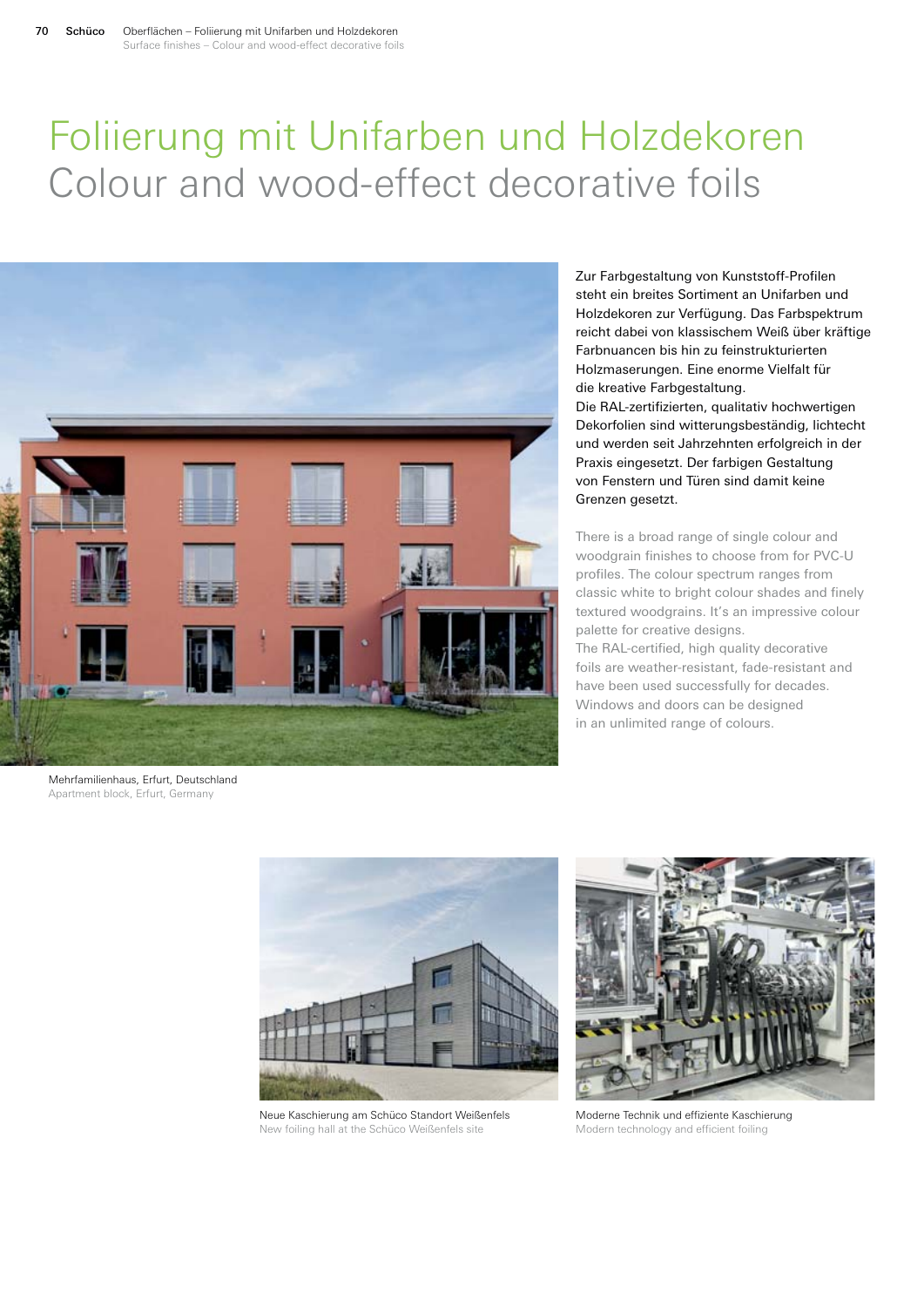# Foliierung mit Unifarben und Holzdekoren
## Colour and wood-effect decorative foils

Zur Farbgestaltung von Kunststoff-Profilen steht ein breites Sortiment an Unifarben und Holzdekoren zur Verfügung. Das Farbspektrum reicht dabei von klassischem Weiß über kräftige Farbnuancen bis hin zu feinstrukturierten Holzmaserungen. Eine enorme Vielfalt für die kreative Farbgestaltung.
Die RAL-zertifizierten, qualitativ hochwertigen Dekorfolien sind witterungsbeständig, lichtecht und werden seit Jahrzehnten erfolgreich in der Praxis eingesetzt. Der farbigen Gestaltung von Fenstern und Türen sind damit keine Grenzen gesetzt.

There is a broad range of single colour and woodgrain finishes to choose from for PVC-U profiles. The colour spectrum ranges from classic white to bright colour shades and finely textured woodgrains. It's an impressive colour palette for creative designs.
The RAL-certified, high quality decorative foils are weather-resistant, fade-resistant and have been used successfully for decades. Windows and doors can be designed in an unlimited range of colours.

Mehrfamilienhaus, Erfurt, Deutschland
Apartment block, Erfurt, Germany

Neue Kaschierung am Schüco Standort Weißenfels
New foiling hall at the Schüco Weißenfels site

Moderne Technik und effiziente Kaschierung
Modern technology and efficient foiling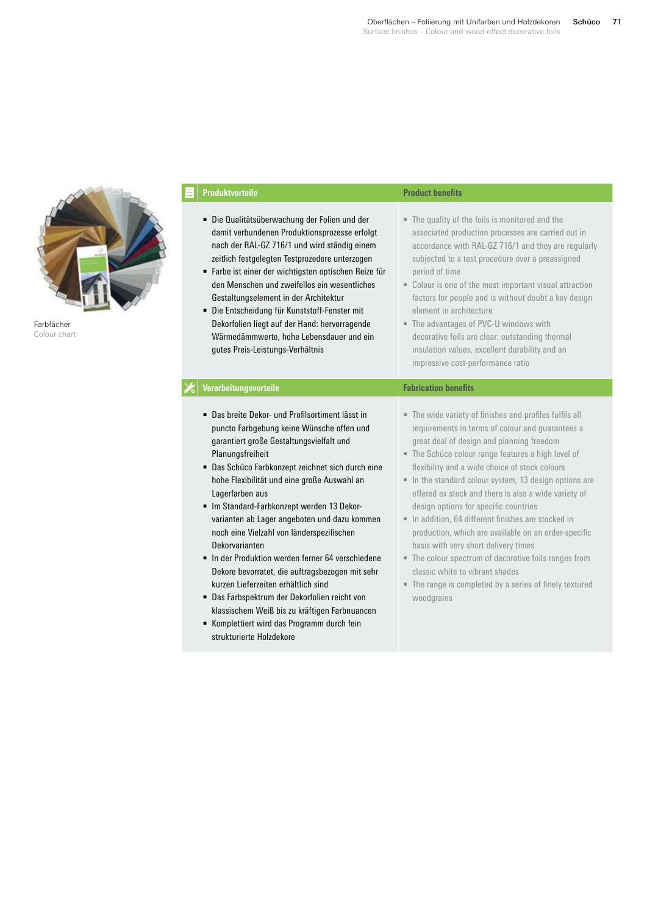Farbfächer
Colour chart

| Produktvorteile | Product benefits |
| --- | --- |
| ▪ Die Qualitätsüberwachung der Folien und der damit verbundenen Produktionsprozesse erfolgt nach der RAL-GZ 716/1 und wird ständig einem zeitlich festgelegten Testprozedere unterzogen<br>▪ Farbe ist einer der wichtigsten optischen Reize für den Menschen und zweifellos ein wesentliches Gestaltungselement in der Architektur<br>▪ Die Entscheidung für Kunststoff-Fenster mit Dekorfolien liegt auf der Hand: hervorragende Wärmedämmwerte, hohe Lebensdauer und ein gutes Preis-Leistungs-Verhältnis | ▪ The quality of the foils is monitored and the associated production processes are carried out in accordance with RAL-GZ 716/1 and they are regularly subjected to a test procedure over a preassigned period of time<br>▪ Colour is one of the most important visual attraction factors for people and is without doubt a key design element in architecture<br>▪ The advantages of PVC-U windows with decorative foils are clear: outstanding thermal insulation values, excellent durability and an impressive cost-performance ratio |

| Verarbeitungsvorteile | Fabrication benefits |
| --- | --- |
| ▪ Das breite Dekor- und Profilsortiment lässt in puncto Farbgebung keine Wünsche offen und garantiert große Gestaltungsvielfalt und Planungsfreiheit<br>▪ Das Schüco Farbkonzept zeichnet sich durch eine hohe Flexibilität und eine große Auswahl an Lagerfarben aus<br>▪ Im Standard-Farbkonzept werden 13 Dekorvarianten ab Lager angeboten und dazu kommen noch eine Vielzahl von länderspezifischen Dekorvarianten<br>▪ In der Produktion werden ferner 64 verschiedene Dekore bevorratet, die auftragsbezogen mit sehr kurzen Lieferzeiten erhältlich sind<br>▪ Das Farbspektrum der Dekorfolien reicht von klassischem Weiß bis zu kräftigen Farbnuancen<br>▪ Komplettiert wird das Programm durch fein strukturierte Holzdekore | ▪ The wide variety of finishes and profiles fulfils all requirements in terms of colour and guarantees a great deal of design and planning freedom<br>▪ The Schüco colour range features a high level of flexibility and a wide choice of stock colours<br>▪ In the standard colour system, 13 design options are offered ex stock and there is also a wide variety of design options for specific countries<br>▪ In addition, 64 different finishes are stocked in production, which are available on an order-specific basis with very short delivery times<br>▪ The colour spectrum of decorative foils ranges from classic white to vibrant shades<br>▪ The range is completed by a series of finely textured woodgrains |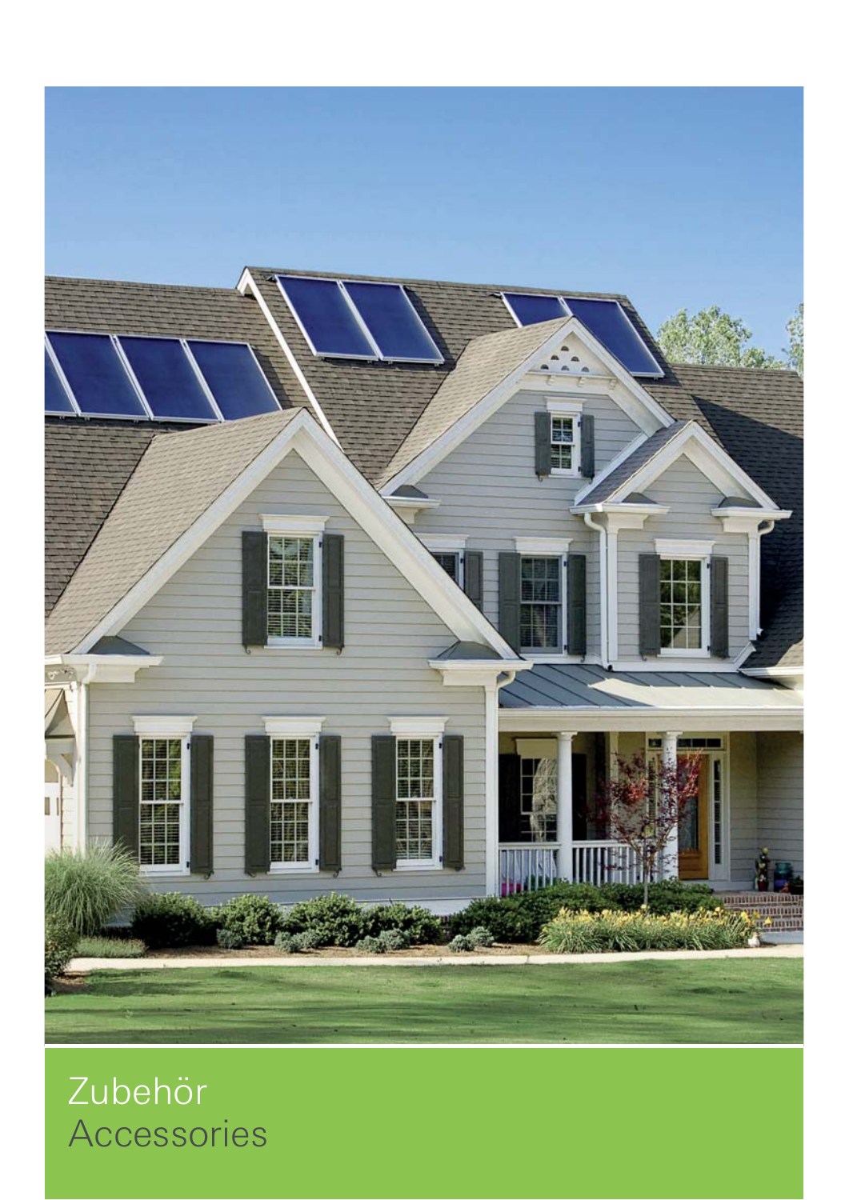Zubehör
Accessories